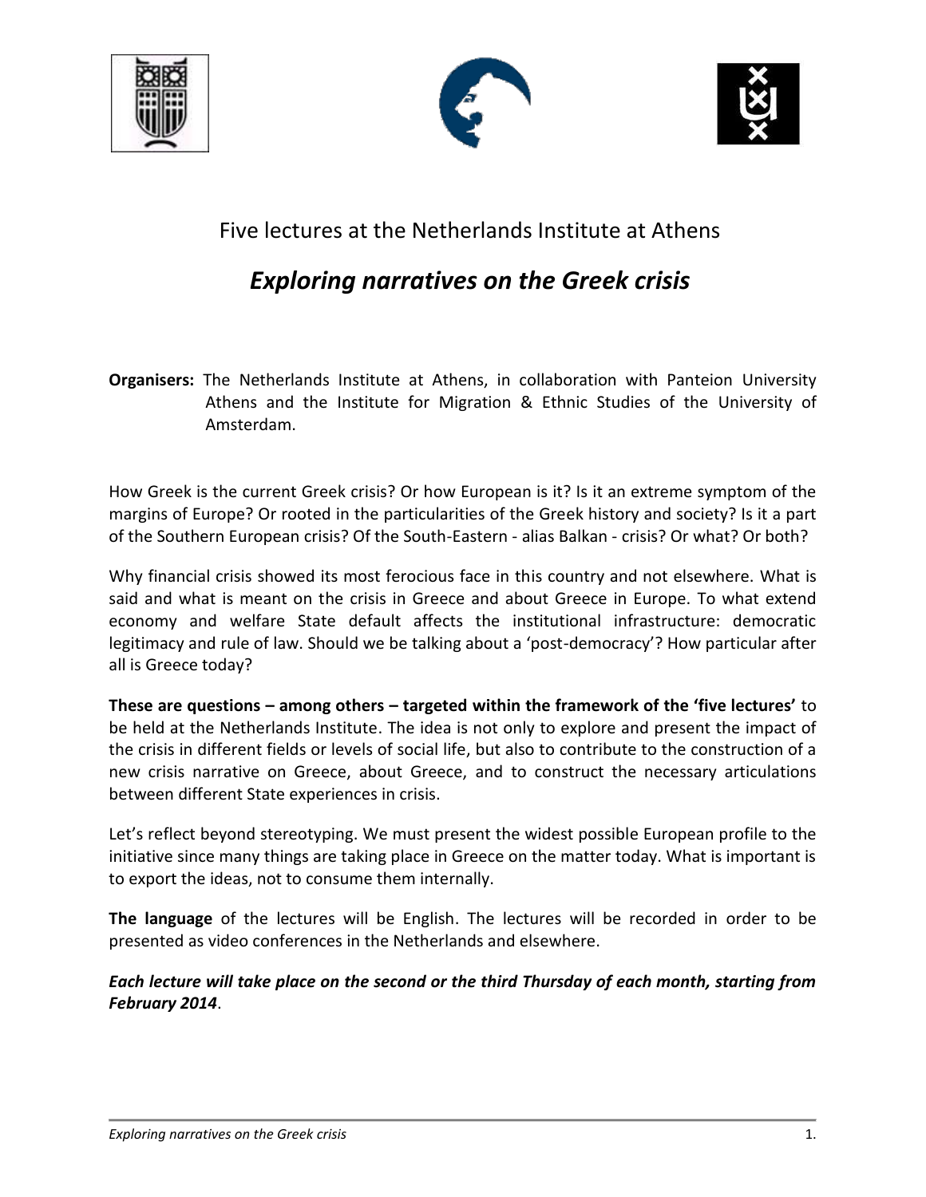Five lectures at the Netherlands Institute at Athens

# *Exploring narratives on the Greek crisis*

**Organisers:** The Netherlands Institute at Athens, in collaboration with Panteion University Athens and the Institute for Migration & Ethnic Studies of the University of Amsterdam.

How Greek is the current Greek crisis? Or how European is it? Is it an extreme symptom of the margins of Europe? Or rooted in the particularities of the Greek history and society? Is it a part of the Southern European crisis? Of the South-Eastern - alias Balkan - crisis? Or what? Or both?

Why financial crisis showed its most ferocious face in this country and not elsewhere. What is said and what is meant on the crisis in Greece and about Greece in Europe. To what extend economy and welfare State default affects the institutional infrastructure: democratic legitimacy and rule of law. Should we be talking about a 'post-democracy'? How particular after all is Greece today?

**These are questions – among others – targeted within the framework of the 'five lectures'** to be held at the Netherlands Institute. The idea is not only to explore and present the impact of the crisis in different fields or levels of social life, but also to contribute to the construction of a new crisis narrative on Greece, about Greece, and to construct the necessary articulations between different State experiences in crisis.

Let's reflect beyond stereotyping. We must present the widest possible European profile to the initiative since many things are taking place in Greece on the matter today. What is important is to export the ideas, not to consume them internally.

**The language** of the lectures will be English. The lectures will be recorded in order to be presented as video conferences in the Netherlands and elsewhere.

***Each lecture will take place on the second or the third Thursday of each month, starting from February 2014***.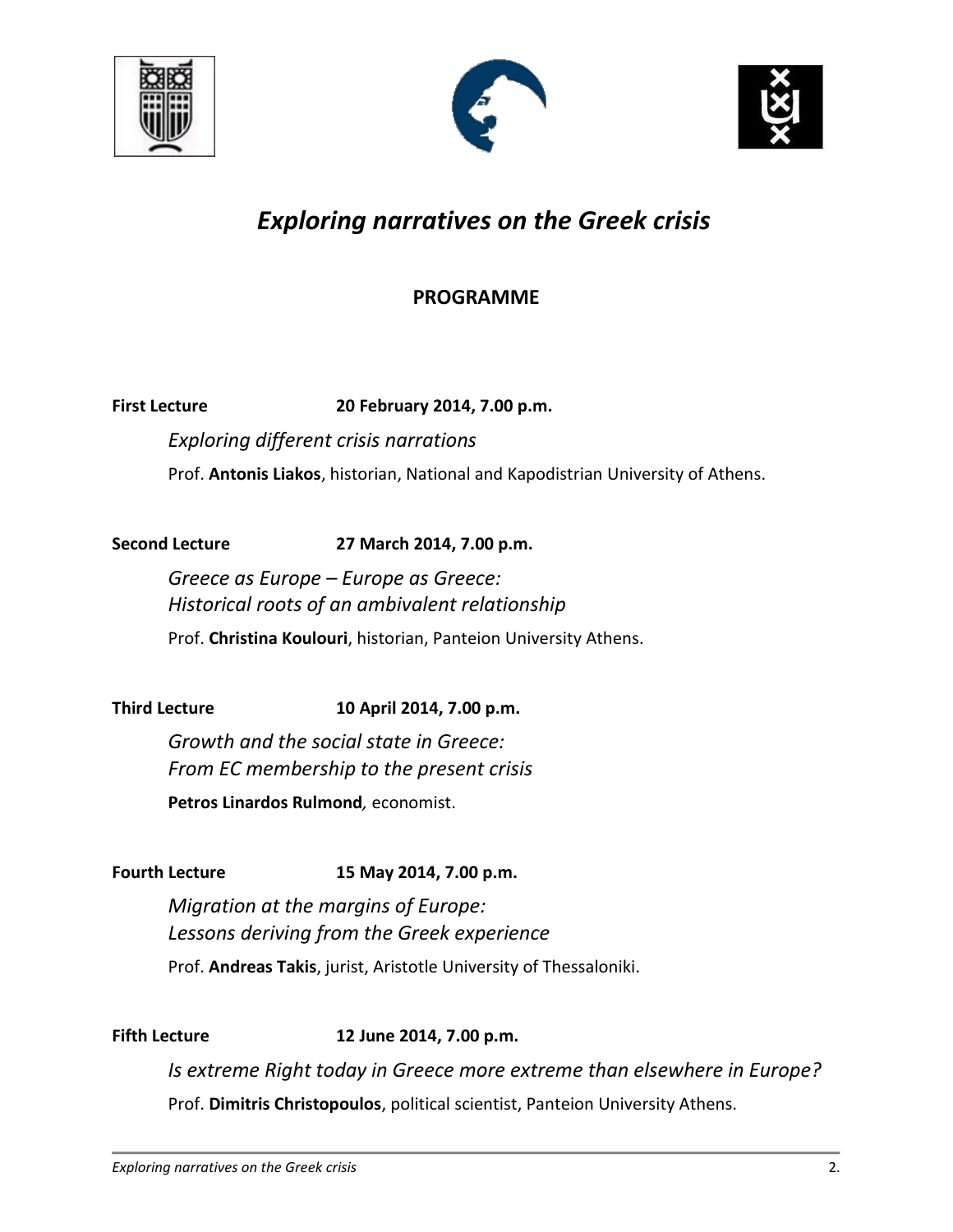# *Exploring narratives on the Greek crisis*

## PROGRAMME

**First Lecture** **20 February 2014, 7.00 p.m.**

*Exploring different crisis narrations*

Prof. **Antonis Liakos**, historian, National and Kapodistrian University of Athens.

**Second Lecture** **27 March 2014, 7.00 p.m.**

*Greece as Europe – Europe as Greece:*
*Historical roots of an ambivalent relationship*

Prof. **Christina Koulouri**, historian, Panteion University Athens.

**Third Lecture** **10 April 2014, 7.00 p.m.**

*Growth and the social state in Greece:*
*From EC membership to the present crisis*

**Petros Linardos Rulmond***,* economist.

**Fourth Lecture** **15 May 2014, 7.00 p.m.**

*Migration at the margins of Europe:*
*Lessons deriving from the Greek experience*

Prof. **Andreas Takis**, jurist, Aristotle University of Thessaloniki.

**Fifth Lecture** **12 June 2014, 7.00 p.m.**

*Is extreme Right today in Greece more extreme than elsewhere in Europe?*

Prof. **Dimitris Christopoulos**, political scientist, Panteion University Athens.